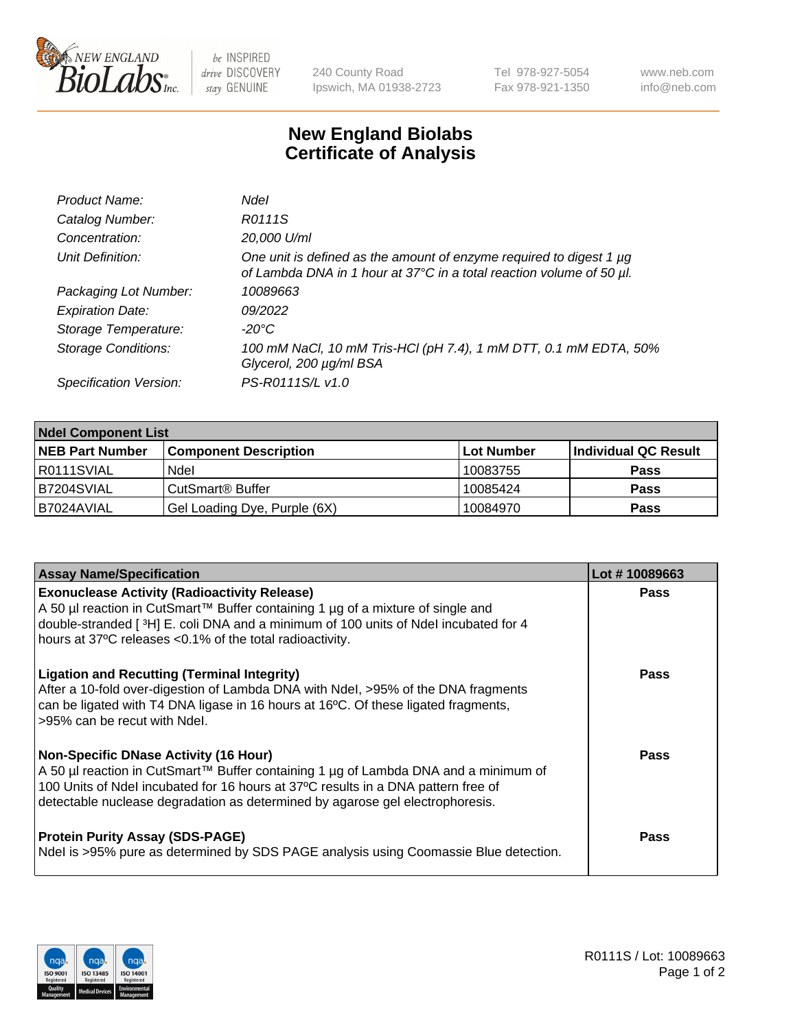# New England Biolabs Certificate of Analysis

| | |
|---|---|
| *Product Name:* | *NdeI* |
| *Catalog Number:* | *R0111S* |
| *Concentration:* | *20,000 U/ml* |
| *Unit Definition:* | *One unit is defined as the amount of enzyme required to digest 1 µg of Lambda DNA in 1 hour at 37°C in a total reaction volume of 50 µl.* |
| *Packaging Lot Number:* | *10089663* |
| *Expiration Date:* | *09/2022* |
| *Storage Temperature:* | *-20°C* |
| *Storage Conditions:* | *100 mM NaCl, 10 mM Tris-HCl (pH 7.4), 1 mM DTT, 0.1 mM EDTA, 50% Glycerol, 200 µg/ml BSA* |
| *Specification Version:* | *PS-R0111S/L v1.0* |

| **NdeI Component List** | | | |
|---|---|---|---|
| **NEB Part Number** | **Component Description** | **Lot Number** | **Individual QC Result** |
| R0111SVIAL | NdeI | 10083755 | **Pass** |
| B7204SVIAL | CutSmart® Buffer | 10085424 | **Pass** |
| B7024AVIAL | Gel Loading Dye, Purple (6X) | 10084970 | **Pass** |

| **Assay Name/Specification** | **Lot # 10089663** |
|---|---|
| **Exonuclease Activity (Radioactivity Release)** A 50 µl reaction in CutSmart™ Buffer containing 1 µg of a mixture of single and double-stranded [ $^3$H] E. coli DNA and a minimum of 100 units of NdeI incubated for 4 hours at 37°C releases <0.1% of the total radioactivity. | **Pass** |
| **Ligation and Recutting (Terminal Integrity)** After a 10-fold over-digestion of Lambda DNA with NdeI, >95% of the DNA fragments can be ligated with T4 DNA ligase in 16 hours at 16°C. Of these ligated fragments, >95% can be recut with NdeI. | **Pass** |
| **Non-Specific DNase Activity (16 Hour)** A 50 µl reaction in CutSmart™ Buffer containing 1 µg of Lambda DNA and a minimum of 100 Units of NdeI incubated for 16 hours at 37°C results in a DNA pattern free of detectable nuclease degradation as determined by agarose gel electrophoresis. | **Pass** |
| **Protein Purity Assay (SDS-PAGE)** NdeI is >95% pure as determined by SDS PAGE analysis using Coomassie Blue detection. | **Pass** |

R0111S / Lot: 10089663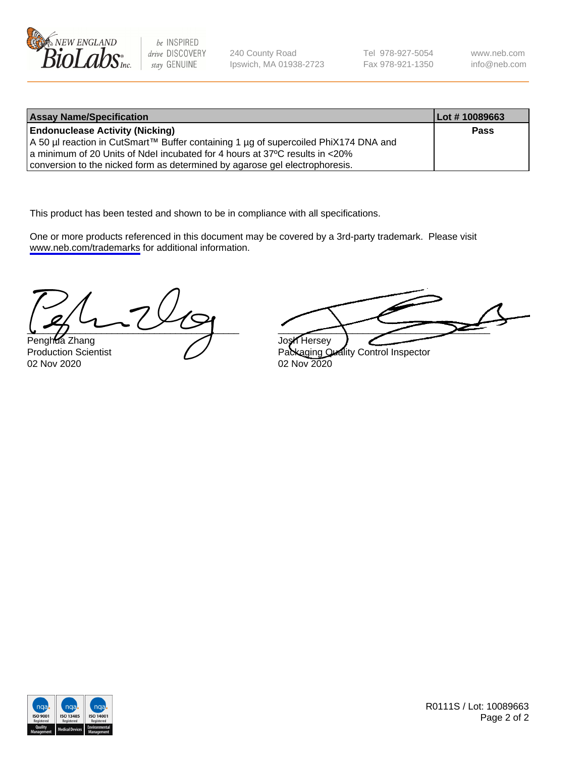| Assay Name/Specification | Lot # 10089663 |
|---|---|
| **Endonuclease Activity (Nicking)**<br>A 50 µl reaction in CutSmart™ Buffer containing 1 µg of supercoiled PhiX174 DNA and a minimum of 20 Units of NdeI incubated for 4 hours at 37ºC results in <20% conversion to the nicked form as determined by agarose gel electrophoresis. | **Pass** |

This product has been tested and shown to be in compliance with all specifications.

One or more products referenced in this document may be covered by a 3rd-party trademark. Please visit www.neb.com/trademarks for additional information.

Penghua Zhang
Production Scientist
02 Nov 2020

Josh Hersey
Packaging Quality Control Inspector
02 Nov 2020

R0111S / Lot: 10089663